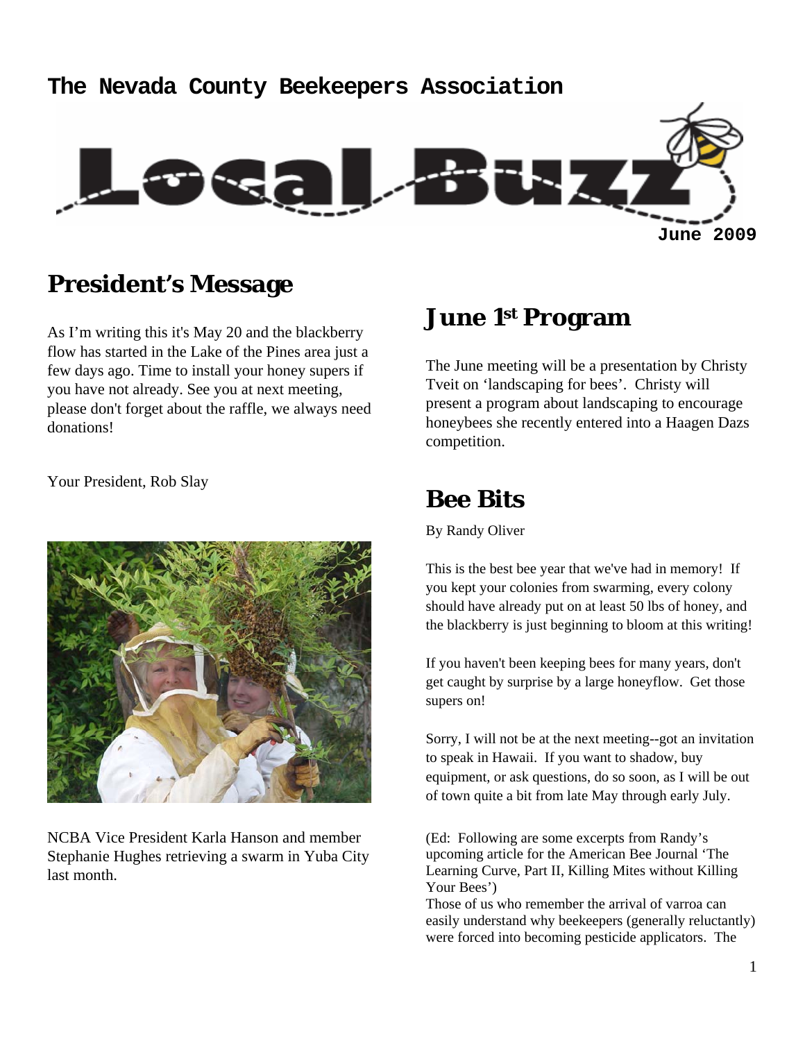# The Nevada County Beekeepers Association

# Local Buzz

June 2009

## President's Message

As I'm writing this it's May 20 and the blackberry flow has started in the Lake of the Pines area just a few days ago. Time to install your honey supers if you have not already. See you at next meeting, please don't forget about the raffle, we always need donations!

Your President, Rob Slay

NCBA Vice President Karla Hanson and member Stephanie Hughes retrieving a swarm in Yuba City last month.

## June 1st Program

The June meeting will be a presentation by Christy Tveit on 'landscaping for bees'. Christy will present a program about landscaping to encourage honeybees she recently entered into a Haagen Dazs competition.

## Bee Bits

By Randy Oliver

This is the best bee year that we've had in memory! If you kept your colonies from swarming, every colony should have already put on at least 50 lbs of honey, and the blackberry is just beginning to bloom at this writing!

If you haven't been keeping bees for many years, don't get caught by surprise by a large honeyflow. Get those supers on!

Sorry, I will not be at the next meeting--got an invitation to speak in Hawaii. If you want to shadow, buy equipment, or ask questions, do so soon, as I will be out of town quite a bit from late May through early July.

(Ed: Following are some excerpts from Randy's upcoming article for the American Bee Journal 'The Learning Curve, Part II, Killing Mites without Killing Your Bees')

Those of us who remember the arrival of varroa can easily understand why beekeepers (generally reluctantly) were forced into becoming pesticide applicators. The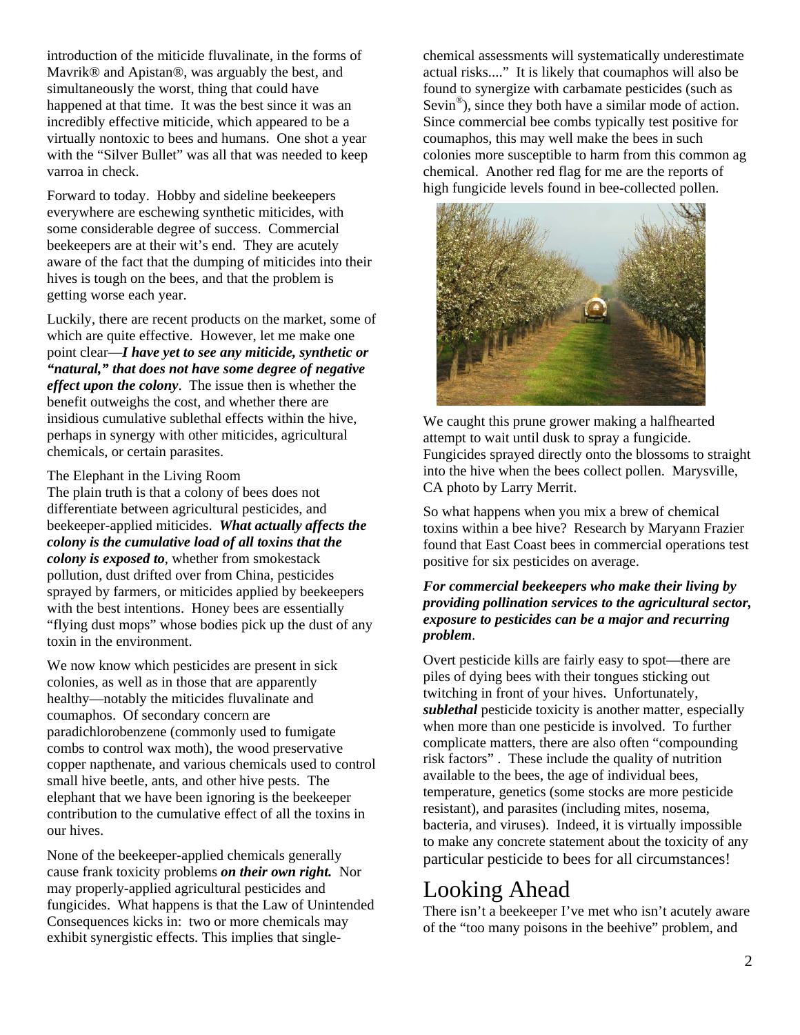introduction of the miticide fluvalinate, in the forms of Mavrik® and Apistan®, was arguably the best, and simultaneously the worst, thing that could have happened at that time. It was the best since it was an incredibly effective miticide, which appeared to be a virtually nontoxic to bees and humans. One shot a year with the "Silver Bullet" was all that was needed to keep varroa in check.

Forward to today. Hobby and sideline beekeepers everywhere are eschewing synthetic miticides, with some considerable degree of success. Commercial beekeepers are at their wit's end. They are acutely aware of the fact that the dumping of miticides into their hives is tough on the bees, and that the problem is getting worse each year.

Luckily, there are recent products on the market, some of which are quite effective. However, let me make one point clear—***I have yet to see any miticide, synthetic or "natural," that does not have some degree of negative effect upon the colony***. The issue then is whether the benefit outweighs the cost, and whether there are insidious cumulative sublethal effects within the hive, perhaps in synergy with other miticides, agricultural chemicals, or certain parasites.

The Elephant in the Living Room

The plain truth is that a colony of bees does not differentiate between agricultural pesticides, and beekeeper-applied miticides. ***What actually affects the colony is the cumulative load of all toxins that the colony is exposed to***, whether from smokestack pollution, dust drifted over from China, pesticides sprayed by farmers, or miticides applied by beekeepers with the best intentions. Honey bees are essentially "flying dust mops" whose bodies pick up the dust of any toxin in the environment.

We now know which pesticides are present in sick colonies, as well as in those that are apparently healthy—notably the miticides fluvalinate and coumaphos. Of secondary concern are paradichlorobenzene (commonly used to fumigate combs to control wax moth), the wood preservative copper napthenate, and various chemicals used to control small hive beetle, ants, and other hive pests. The elephant that we have been ignoring is the beekeeper contribution to the cumulative effect of all the toxins in our hives.

None of the beekeeper-applied chemicals generally cause frank toxicity problems ***on their own right.*** Nor may properly-applied agricultural pesticides and fungicides. What happens is that the Law of Unintended Consequences kicks in: two or more chemicals may exhibit synergistic effects. This implies that single-chemical assessments will systematically underestimate actual risks...." It is likely that coumaphos will also be found to synergize with carbamate pesticides (such as Sevin®), since they both have a similar mode of action. Since commercial bee combs typically test positive for coumaphos, this may well make the bees in such colonies more susceptible to harm from this common ag chemical. Another red flag for me are the reports of high fungicide levels found in bee-collected pollen.

We caught this prune grower making a halfhearted attempt to wait until dusk to spray a fungicide. Fungicides sprayed directly onto the blossoms to straight into the hive when the bees collect pollen. Marysville, CA photo by Larry Merrit.

So what happens when you mix a brew of chemical toxins within a bee hive? Research by Maryann Frazier found that East Coast bees in commercial operations test positive for six pesticides on average.

***For commercial beekeepers who make their living by providing pollination services to the agricultural sector, exposure to pesticides can be a major and recurring problem***.

Overt pesticide kills are fairly easy to spot—there are piles of dying bees with their tongues sticking out twitching in front of your hives. Unfortunately, ***sublethal*** pesticide toxicity is another matter, especially when more than one pesticide is involved. To further complicate matters, there are also often "compounding risk factors" . These include the quality of nutrition available to the bees, the age of individual bees, temperature, genetics (some stocks are more pesticide resistant), and parasites (including mites, nosema, bacteria, and viruses). Indeed, it is virtually impossible to make any concrete statement about the toxicity of any particular pesticide to bees for all circumstances!

# Looking Ahead

There isn't a beekeeper I've met who isn't acutely aware of the "too many poisons in the beehive" problem, and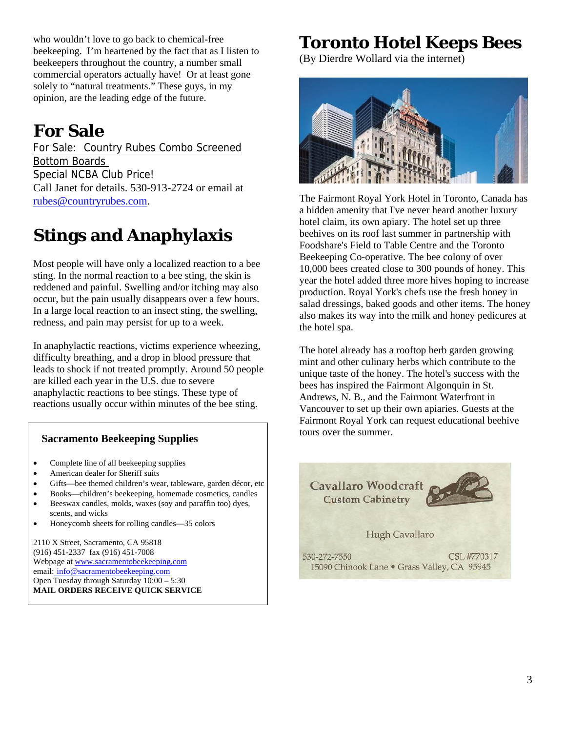who wouldn't love to go back to chemical-free beekeeping. I'm heartened by the fact that as I listen to beekeepers throughout the country, a number small commercial operators actually have! Or at least gone solely to "natural treatments." These guys, in my opinion, are the leading edge of the future.

# For Sale

For Sale: Country Rubes Combo Screened Bottom Boards

Special NCBA Club Price!

Call Janet for details. 530-913-2724 or email at rubes@countryrubes.com.

# Stings and Anaphylaxis

Most people will have only a localized reaction to a bee sting. In the normal reaction to a bee sting, the skin is reddened and painful. Swelling and/or itching may also occur, but the pain usually disappears over a few hours. In a large local reaction to an insect sting, the swelling, redness, and pain may persist for up to a week.

In anaphylactic reactions, victims experience wheezing, difficulty breathing, and a drop in blood pressure that leads to shock if not treated promptly. Around 50 people are killed each year in the U.S. due to severe anaphylactic reactions to bee stings. These type of reactions usually occur within minutes of the bee sting.

**Sacramento Beekeeping Supplies**

- Complete line of all beekeeping supplies
- American dealer for Sheriff suits
- Gifts—bee themed children's wear, tableware, garden décor, etc
- Books—children's beekeeping, homemade cosmetics, candles
- Beeswax candles, molds, waxes (soy and paraffin too) dyes, scents, and wicks
- Honeycomb sheets for rolling candles—35 colors

2110 X Street, Sacramento, CA 95818
(916) 451-2337 fax (916) 451-7008
Webpage at www.sacramentobeekeeping.com
email: info@sacramentobeekeeping.com
Open Tuesday through Saturday 10:00 – 5:30
**MAIL ORDERS RECEIVE QUICK SERVICE**

# Toronto Hotel Keeps Bees

(By Dierdre Wollard via the internet)

The Fairmont Royal York Hotel in Toronto, Canada has a hidden amenity that I've never heard another luxury hotel claim, its own apiary. The hotel set up three beehives on its roof last summer in partnership with Foodshare's Field to Table Centre and the Toronto Beekeeping Co-operative. The bee colony of over 10,000 bees created close to 300 pounds of honey. This year the hotel added three more hives hoping to increase production. Royal York's chefs use the fresh honey in salad dressings, baked goods and other items. The honey also makes its way into the milk and honey pedicures at the hotel spa.

The hotel already has a rooftop herb garden growing mint and other culinary herbs which contribute to the unique taste of the honey. The hotel's success with the bees has inspired the Fairmont Algonquin in St. Andrews, N. B., and the Fairmont Waterfront in Vancouver to set up their own apiaries. Guests at the Fairmont Royal York can request educational beehive tours over the summer.

Cavallaro Woodcraft
Custom Cabinetry

Hugh Cavallaro

530-272-7550 CSL #770317
15090 Chinook Lane • Grass Valley, CA 95945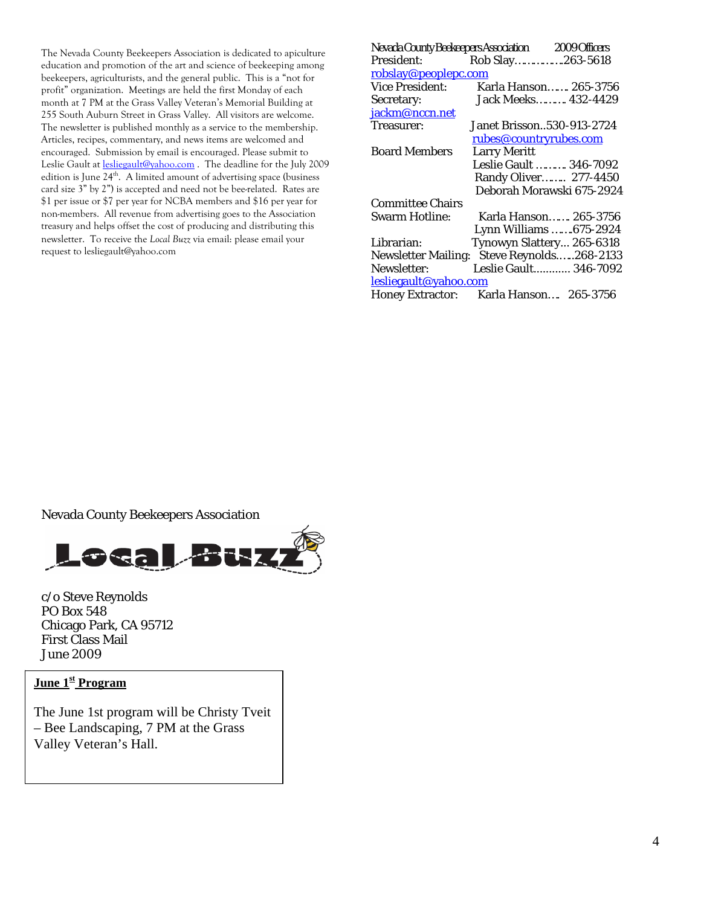The Nevada County Beekeepers Association is dedicated to apiculture education and promotion of the art and science of beekeeping among beekeepers, agriculturists, and the general public. This is a "not for profit" organization. Meetings are held the first Monday of each month at 7 PM at the Grass Valley Veteran's Memorial Building at 255 South Auburn Street in Grass Valley. All visitors are welcome. The newsletter is published monthly as a service to the membership. Articles, recipes, commentary, and news items are welcomed and encouraged. Submission by email is encouraged. Please submit to Leslie Gault at lesliegault@yahoo.com . The deadline for the July 2009 edition is June 24th. A limited amount of advertising space (business card size 3" by 2") is accepted and need not be bee-related. Rates are $1 per issue or $7 per year for NCBA members and $16 per year for non-members. All revenue from advertising goes to the Association treasury and helps offset the cost of producing and distributing this newsletter. To receive the *Local Buzz* via email: please email your request to lesliegault@yahoo.com

Nevada County Beekeepers Association 2009 Officers

President: Rob Slay……………263-5618
robslay@peoplepc.com
Vice President: Karla Hanson…… 265-3756
Secretary: Jack Meeks……… 432-4429
jackm@nccn.net
Treasurer: Janet Brisson..530-913-2724
rubes@countryrubes.com
Board Members: Larry Meritt
Leslie Gault ……… 346-7092
Randy Oliver……. 277-4450
Deborah Morawski 675-2924

Committee Chairs
Swarm Hotline: Karla Hanson…… 265-3756
Lynn Williams ……675-2924
Librarian: Tynowyn Slattery… 265-6318
Newsletter Mailing: Steve Reynolds…..268-2133
Newsletter: Leslie Gault............ 346-7092
lesliegault@yahoo.com
Honey Extractor: Karla Hanson…. 265-3756

Nevada County Beekeepers Association

Local Buzz

c/o Steve Reynolds
PO Box 548
Chicago Park, CA 95712
First Class Mail
June 2009

**June 1st Program**

The June 1st program will be Christy Tveit – Bee Landscaping, 7 PM at the Grass Valley Veteran's Hall.